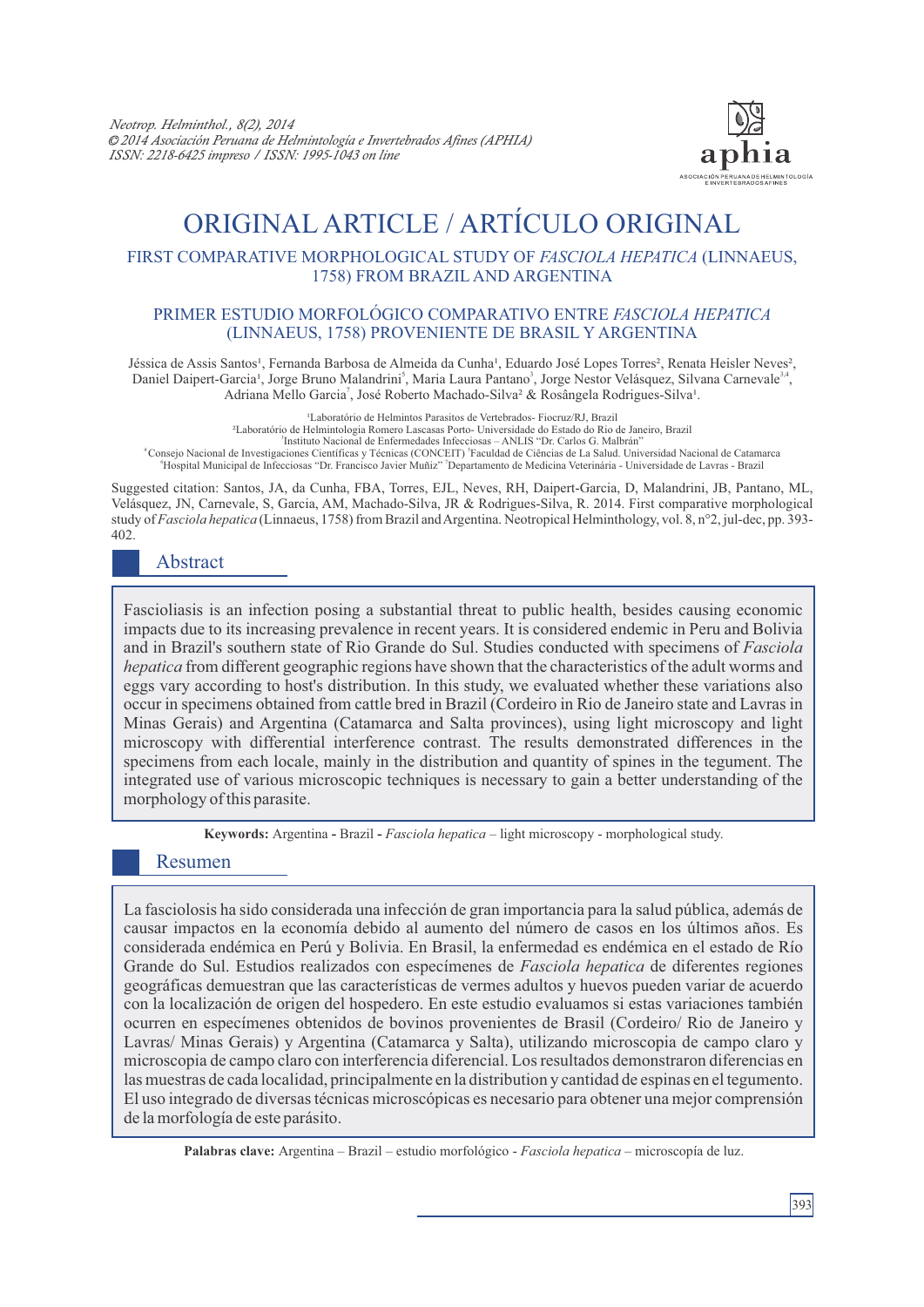Neotrop. Helminthol., 8(2), 2014
© 2014 Asociación Peruana de Helmintología e Invertebrados Afines (APHIA)
ISSN: 2218-6425 impreso / ISSN: 1995-1043 on line

# ORIGINAL ARTICLE / ARTÍCULO ORIGINAL

## FIRST COMPARATIVE MORPHOLOGICAL STUDY OF *FASCIOLA HEPATICA* (LINNAEUS, 1758) FROM BRAZIL AND ARGENTINA

## PRIMER ESTUDIO MORFOLÓGICO COMPARATIVO ENTRE *FASCIOLA HEPATICA* (LINNAEUS, 1758) PROVENIENTE DE BRASIL Y ARGENTINA

Jéssica de Assis Santos[1], Fernanda Barbosa de Almeida da Cunha[1], Eduardo José Lopes Torres[2], Renata Heisler Neves[2], Daniel Daipert-Garcia[1], Jorge Bruno Malandrini[5], Maria Laura Pantano[3], Jorge Nestor Velásquez, Silvana Carnevale[3,4], Adriana Mello Garcia[7], José Roberto Machado-Silva[2] & Rosângela Rodrigues-Silva[1].

[1]Laboratório de Helmintos Parasitos de Vertebrados- Fiocruz/RJ, Brazil
[2]Laboratório de Helmintologia Romero Lascasas Porto- Universidade do Estado do Rio de Janeiro, Brazil
[3]Instituto Nacional de Enfermedades Infecciosas – ANLIS "Dr. Carlos G. Malbrán"
[4]Consejo Nacional de Investigaciones Científicas y Técnicas (CONCEIT) [5]Faculdad de Ciências de La Salud. Universidad Nacional de Catamarca
[6]Hospital Municipal de Infecciosas "Dr. Francisco Javier Muñiz" [7]Departamento de Medicina Veterinária - Universidade de Lavras - Brazil

Suggested citation: Santos, JA, da Cunha, FBA, Torres, EJL, Neves, RH, Daipert-Garcia, D, Malandrini, JB, Pantano, ML, Velásquez, JN, Carnevale, S, Garcia, AM, Machado-Silva, JR & Rodrigues-Silva, R. 2014. First comparative morphological study of *Fasciola hepatica* (Linnaeus, 1758) from Brazil and Argentina. Neotropical Helminthology, vol. 8, n°2, jul-dec, pp. 393-402.

## Abstract

Fascioliasis is an infection posing a substantial threat to public health, besides causing economic impacts due to its increasing prevalence in recent years. It is considered endemic in Peru and Bolivia and in Brazil's southern state of Rio Grande do Sul. Studies conducted with specimens of *Fasciola hepatica* from different geographic regions have shown that the characteristics of the adult worms and eggs vary according to host's distribution. In this study, we evaluated whether these variations also occur in specimens obtained from cattle bred in Brazil (Cordeiro in Rio de Janeiro state and Lavras in Minas Gerais) and Argentina (Catamarca and Salta provinces), using light microscopy and light microscopy with differential interference contrast. The results demonstrated differences in the specimens from each locale, mainly in the distribution and quantity of spines in the tegument. The integrated use of various microscopic techniques is necessary to gain a better understanding of the morphology of this parasite.

**Keywords:** Argentina **-** Brazil **-** *Fasciola hepatica* – light microscopy - morphological study.

## Resumen

La fasciolosis ha sido considerada una infección de gran importancia para la salud pública, además de causar impactos en la economía debido al aumento del número de casos en los últimos años. Es considerada endémica en Perú y Bolivia. En Brasil, la enfermedad es endémica en el estado de Río Grande do Sul. Estudios realizados con especímenes de *Fasciola hepatica* de diferentes regiones geográficas demuestran que las características de vermes adultos y huevos pueden variar de acuerdo con la localización de origen del hospedero. En este estudio evaluamos si estas variaciones también ocurren en especímenes obtenidos de bovinos provenientes de Brasil (Cordeiro/ Rio de Janeiro y Lavras/ Minas Gerais) y Argentina (Catamarca y Salta), utilizando microscopia de campo claro y microscopia de campo claro con interferencia diferencial. Los resultados demonstraron diferencias en las muestras de cada localidad, principalmente en la distribution y cantidad de espinas en el tegumento. El uso integrado de diversas técnicas microscópicas es necesario para obtener una mejor comprensión de la morfología de este parásito.

**Palabras clave:** Argentina – Brazil – estudio morfológico - *Fasciola hepatica* – microscopía de luz.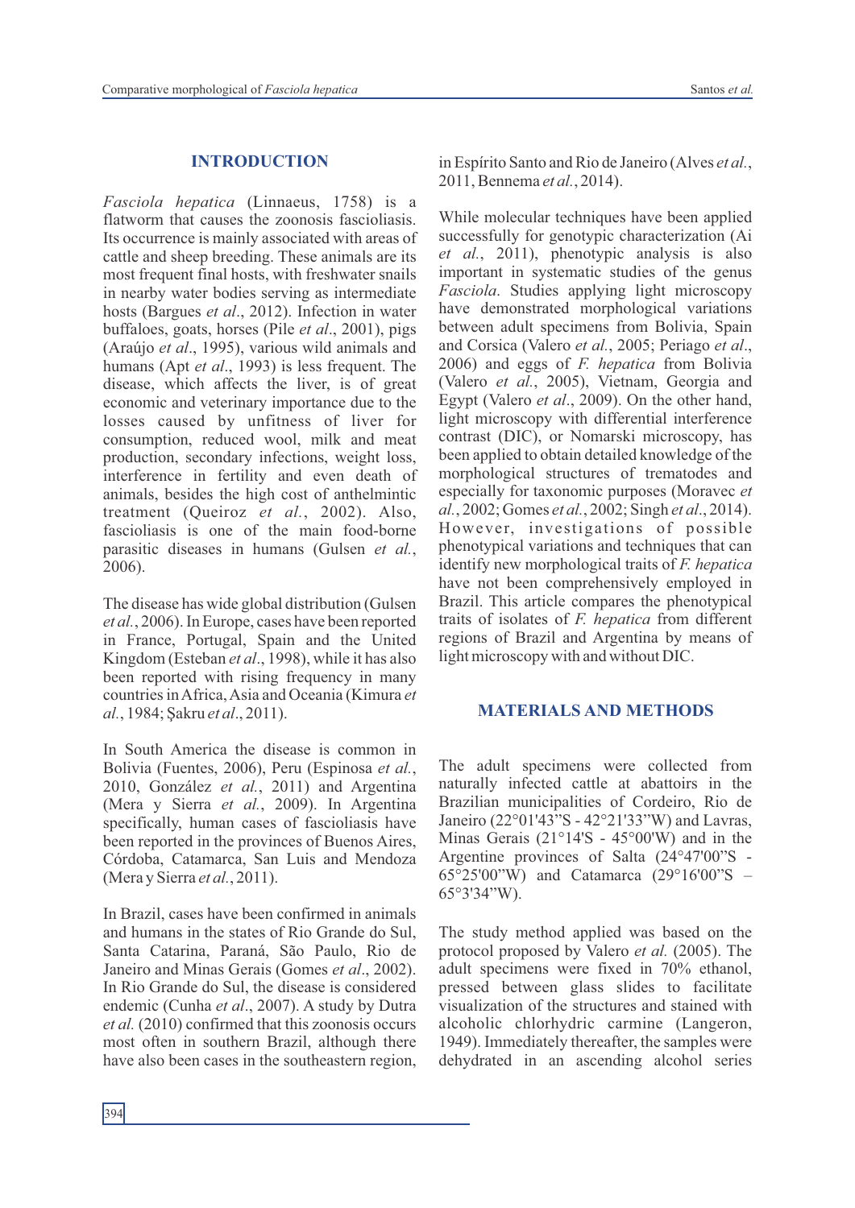## INTRODUCTION

*Fasciola hepatica* (Linnaeus, 1758) is a flatworm that causes the zoonosis fascioliasis. Its occurrence is mainly associated with areas of cattle and sheep breeding. These animals are its most frequent final hosts, with freshwater snails in nearby water bodies serving as intermediate hosts (Bargues *et al*., 2012). Infection in water buffaloes, goats, horses (Pile *et al*., 2001), pigs (Araújo *et al*., 1995), various wild animals and humans (Apt *et al*., 1993) is less frequent. The disease, which affects the liver, is of great economic and veterinary importance due to the losses caused by unfitness of liver for consumption, reduced wool, milk and meat production, secondary infections, weight loss, interference in fertility and even death of animals, besides the high cost of anthelmintic treatment (Queiroz *et al.*, 2002). Also, fascioliasis is one of the main food-borne parasitic diseases in humans (Gulsen *et al.*, 2006).

The disease has wide global distribution (Gulsen *et al.*, 2006). In Europe, cases have been reported in France, Portugal, Spain and the United Kingdom (Esteban *et al*., 1998), while it has also been reported with rising frequency in many countries in Africa, Asia and Oceania (Kimura *et al.*, 1984; Şakru *et al*., 2011).

In South America the disease is common in Bolivia (Fuentes, 2006), Peru (Espinosa *et al.*, 2010, González *et al.*, 2011) and Argentina (Mera y Sierra *et al.*, 2009). In Argentina specifically, human cases of fascioliasis have been reported in the provinces of Buenos Aires, Córdoba, Catamarca, San Luis and Mendoza (Mera y Sierra *et al.*, 2011).

In Brazil, cases have been confirmed in animals and humans in the states of Rio Grande do Sul, Santa Catarina, Paraná, São Paulo, Rio de Janeiro and Minas Gerais (Gomes *et al*., 2002). In Rio Grande do Sul, the disease is considered endemic (Cunha *et al*., 2007). A study by Dutra *et al.* (2010) confirmed that this zoonosis occurs most often in southern Brazil, although there have also been cases in the southeastern region, in Espírito Santo and Rio de Janeiro (Alves *et al.*, 2011, Bennema *et al.*, 2014).

While molecular techniques have been applied successfully for genotypic characterization (Ai *et al.*, 2011), phenotypic analysis is also important in systematic studies of the genus *Fasciola*. Studies applying light microscopy have demonstrated morphological variations between adult specimens from Bolivia, Spain and Corsica (Valero *et al.*, 2005; Periago *et al*., 2006) and eggs of *F. hepatica* from Bolivia (Valero *et al.*, 2005), Vietnam, Georgia and Egypt (Valero *et al*., 2009). On the other hand, light microscopy with differential interference contrast (DIC), or Nomarski microscopy, has been applied to obtain detailed knowledge of the morphological structures of trematodes and especially for taxonomic purposes (Moravec *et al.*, 2002; Gomes *et al.*, 2002; Singh *et al*., 2014). However, investigations of possible phenotypical variations and techniques that can identify new morphological traits of *F. hepatica* have not been comprehensively employed in Brazil. This article compares the phenotypical traits of isolates of *F. hepatica* from different regions of Brazil and Argentina by means of light microscopy with and without DIC.

## MATERIALS AND METHODS

The adult specimens were collected from naturally infected cattle at abattoirs in the Brazilian municipalities of Cordeiro, Rio de Janeiro (22°01'43"S - 42°21'33"W) and Lavras, Minas Gerais (21°14'S - 45°00'W) and in the Argentine provinces of Salta (24°47'00"S - 65°25'00"W) and Catamarca (29°16'00"S – 65°3'34"W).

The study method applied was based on the protocol proposed by Valero *et al.* (2005). The adult specimens were fixed in 70% ethanol, pressed between glass slides to facilitate visualization of the structures and stained with alcoholic chlorhydric carmine (Langeron, 1949). Immediately thereafter, the samples were dehydrated in an ascending alcohol series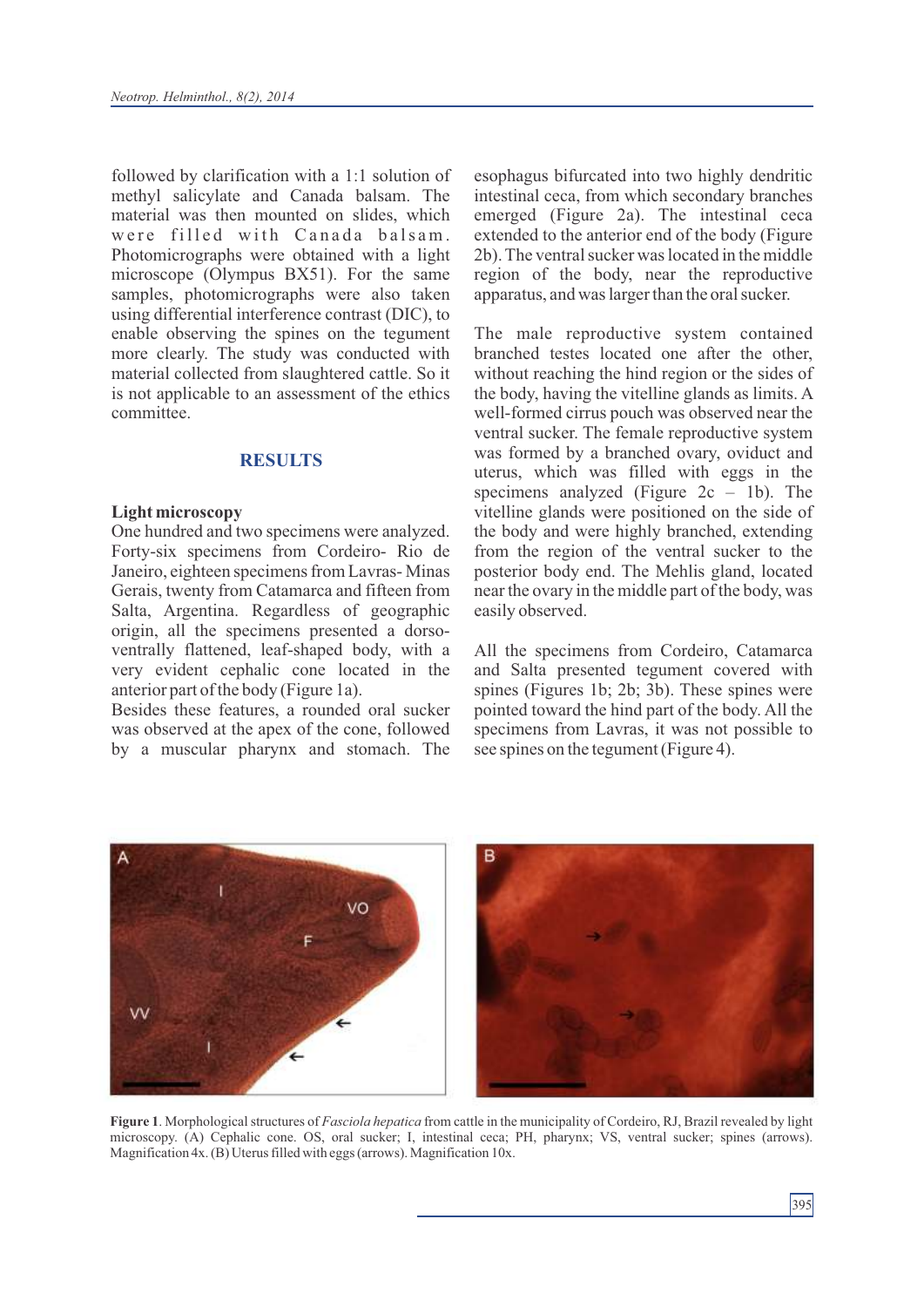followed by clarification with a 1:1 solution of methyl salicylate and Canada balsam. The material was then mounted on slides, which were filled with Canada balsam. Photomicrographs were obtained with a light microscope (Olympus BX51). For the same samples, photomicrographs were also taken using differential interference contrast (DIC), to enable observing the spines on the tegument more clearly. The study was conducted with material collected from slaughtered cattle. So it is not applicable to an assessment of the ethics committee.

## RESULTS

### Light microscopy

One hundred and two specimens were analyzed. Forty-six specimens from Cordeiro- Rio de Janeiro, eighteen specimens from Lavras- Minas Gerais, twenty from Catamarca and fifteen from Salta, Argentina. Regardless of geographic origin, all the specimens presented a dorso-ventrally flattened, leaf-shaped body, with a very evident cephalic cone located in the anterior part of the body (Figure 1a).

Besides these features, a rounded oral sucker was observed at the apex of the cone, followed by a muscular pharynx and stomach. The esophagus bifurcated into two highly dendritic intestinal ceca, from which secondary branches emerged (Figure 2a). The intestinal ceca extended to the anterior end of the body (Figure 2b). The ventral sucker was located in the middle region of the body, near the reproductive apparatus, and was larger than the oral sucker.

The male reproductive system contained branched testes located one after the other, without reaching the hind region or the sides of the body, having the vitelline glands as limits. A well-formed cirrus pouch was observed near the ventral sucker. The female reproductive system was formed by a branched ovary, oviduct and uterus, which was filled with eggs in the specimens analyzed (Figure 2c – 1b). The vitelline glands were positioned on the side of the body and were highly branched, extending from the region of the ventral sucker to the posterior body end. The Mehlis gland, located near the ovary in the middle part of the body, was easily observed.

All the specimens from Cordeiro, Catamarca and Salta presented tegument covered with spines (Figures 1b; 2b; 3b). These spines were pointed toward the hind part of the body. All the specimens from Lavras, it was not possible to see spines on the tegument (Figure 4).

**Figure 1**. Morphological structures of *Fasciola hepatica* from cattle in the municipality of Cordeiro, RJ, Brazil revealed by light microscopy. (A) Cephalic cone. OS, oral sucker; I, intestinal ceca; PH, pharynx; VS, ventral sucker; spines (arrows). Magnification 4x. (B) Uterus filled with eggs (arrows). Magnification 10x.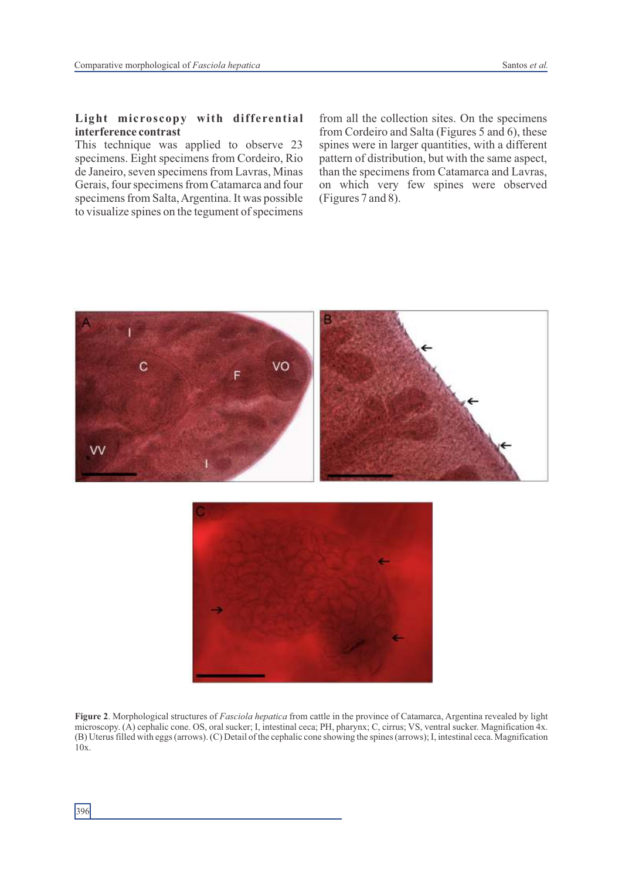**Light microscopy with differential interference contrast**

This technique was applied to observe 23 specimens. Eight specimens from Cordeiro, Rio de Janeiro, seven specimens from Lavras, Minas Gerais, four specimens from Catamarca and four specimens from Salta, Argentina. It was possible to visualize spines on the tegument of specimens from all the collection sites. On the specimens from Cordeiro and Salta (Figures 5 and 6), these spines were in larger quantities, with a different pattern of distribution, but with the same aspect, than the specimens from Catamarca and Lavras, on which very few spines were observed (Figures 7 and 8).

**Figure 2**. Morphological structures of *Fasciola hepatica* from cattle in the province of Catamarca, Argentina revealed by light microscopy. (A) cephalic cone. OS, oral sucker; I, intestinal ceca; PH, pharynx; C, cirrus; VS, ventral sucker. Magnification 4x. (B) Uterus filled with eggs (arrows). (C) Detail of the cephalic cone showing the spines (arrows); I, intestinal ceca. Magnification 10x.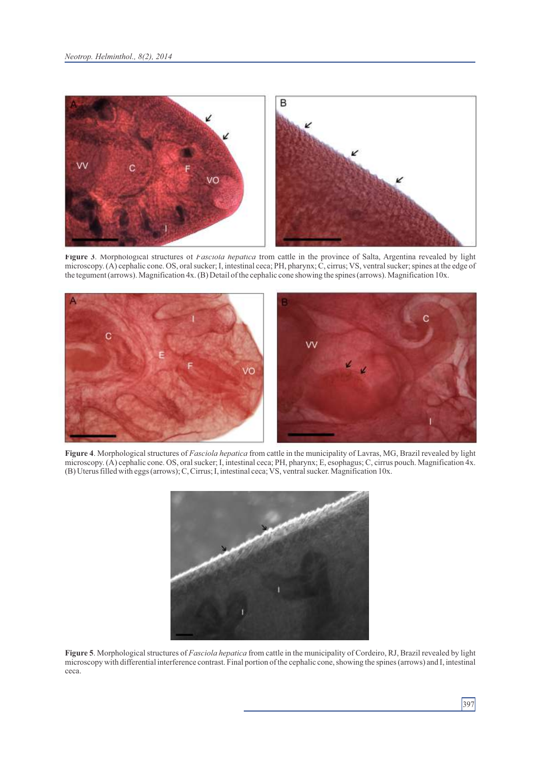**Figure 3**. Morphological structures of *Fasciola hepatica* from cattle in the province of Salta, Argentina revealed by light microscopy. (A) cephalic cone. OS, oral sucker; I, intestinal ceca; PH, pharynx; C, cirrus; VS, ventral sucker; spines at the edge of the tegument (arrows). Magnification 4x. (B) Detail of the cephalic cone showing the spines (arrows). Magnification 10x.

**Figure 4**. Morphological structures of *Fasciola hepatica* from cattle in the municipality of Lavras, MG, Brazil revealed by light microscopy. (A) cephalic cone. OS, oral sucker; I, intestinal ceca; PH, pharynx; E, esophagus; C, cirrus pouch. Magnification 4x. (B) Uterus filled with eggs (arrows); C, Cirrus; I, intestinal ceca; VS, ventral sucker. Magnification 10x.

**Figure 5**. Morphological structures of *Fasciola hepatica* from cattle in the municipality of Cordeiro, RJ, Brazil revealed by light microscopy with differential interference contrast. Final portion of the cephalic cone, showing the spines (arrows) and I, intestinal ceca.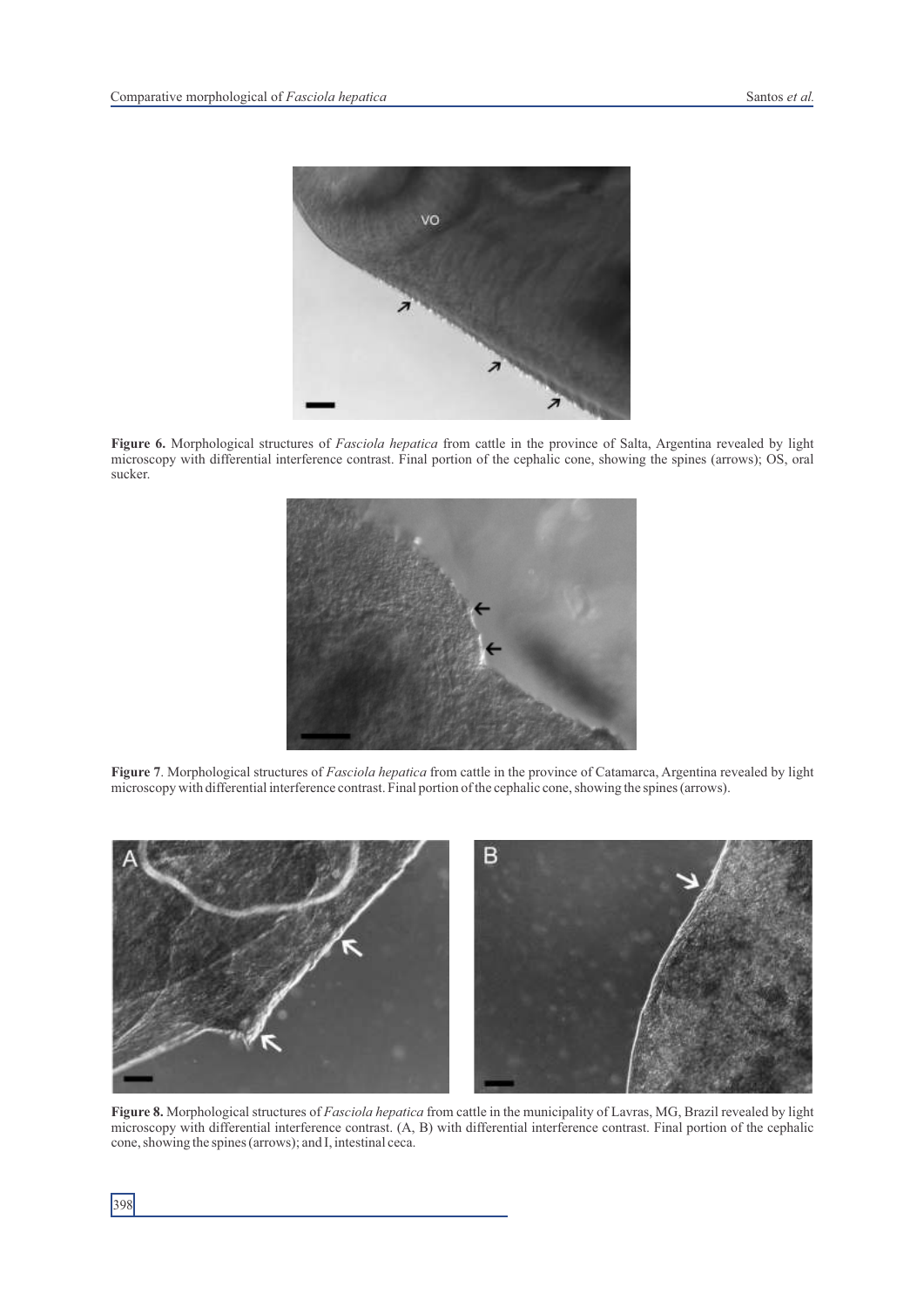**Figure 6.** Morphological structures of *Fasciola hepatica* from cattle in the province of Salta, Argentina revealed by light microscopy with differential interference contrast. Final portion of the cephalic cone, showing the spines (arrows); OS, oral sucker.

**Figure 7**. Morphological structures of *Fasciola hepatica* from cattle in the province of Catamarca, Argentina revealed by light microscopy with differential interference contrast. Final portion of the cephalic cone, showing the spines (arrows).

**Figure 8.** Morphological structures of *Fasciola hepatica* from cattle in the municipality of Lavras, MG, Brazil revealed by light microscopy with differential interference contrast. (A, B) with differential interference contrast. Final portion of the cephalic cone, showing the spines (arrows); and I, intestinal ceca.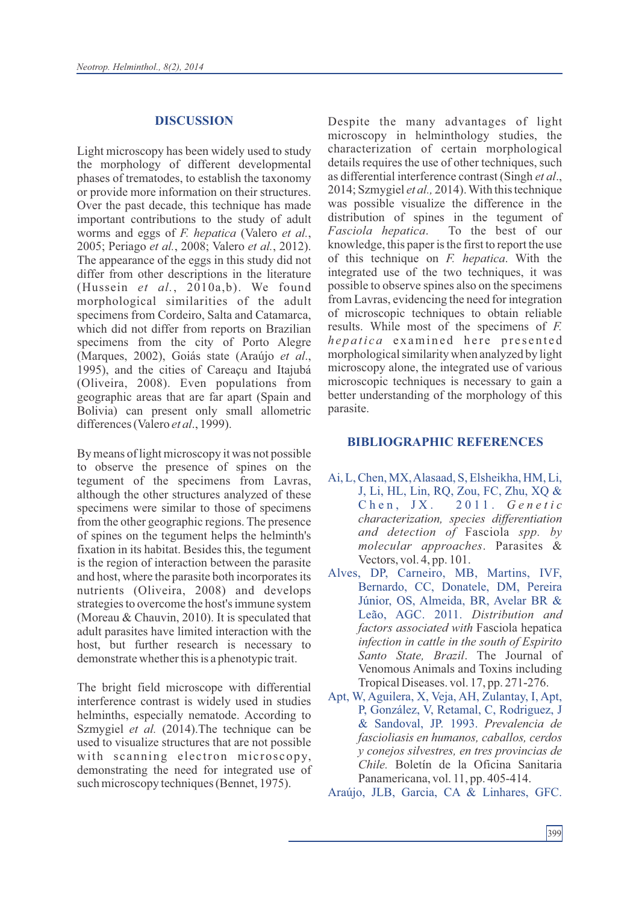## DISCUSSION

Light microscopy has been widely used to study the morphology of different developmental phases of trematodes, to establish the taxonomy or provide more information on their structures. Over the past decade, this technique has made important contributions to the study of adult worms and eggs of *F. hepatica* (Valero *et al.*, 2005; Periago *et al.*, 2008; Valero *et al.*, 2012). The appearance of the eggs in this study did not differ from other descriptions in the literature (Hussein *et al.*, 2010a,b). We found morphological similarities of the adult specimens from Cordeiro, Salta and Catamarca, which did not differ from reports on Brazilian specimens from the city of Porto Alegre (Marques, 2002), Goiás state (Araújo *et al.*, 1995), and the cities of Careaçu and Itajubá (Oliveira, 2008). Even populations from geographic areas that are far apart (Spain and Bolivia) can present only small allometric differences (Valero *et al.*, 1999).

By means of light microscopy it was not possible to observe the presence of spines on the tegument of the specimens from Lavras, although the other structures analyzed of these specimens were similar to those of specimens from the other geographic regions. The presence of spines on the tegument helps the helminth's fixation in its habitat. Besides this, the tegument is the region of interaction between the parasite and host, where the parasite both incorporates its nutrients (Oliveira, 2008) and develops strategies to overcome the host's immune system (Moreau & Chauvin, 2010). It is speculated that adult parasites have limited interaction with the host, but further research is necessary to demonstrate whether this is a phenotypic trait.

The bright field microscope with differential interference contrast is widely used in studies helminths, especially nematode. According to Szmygiel *et al.* (2014).The technique can be used to visualize structures that are not possible with scanning electron microscopy, demonstrating the need for integrated use of such microscopy techniques (Bennet, 1975).

Despite the many advantages of light microscopy in helminthology studies, the characterization of certain morphological details requires the use of other techniques, such as differential interference contrast (Singh *et al.*, 2014; Szmygiel *et al.,* 2014). With this technique was possible visualize the difference in the distribution of spines in the tegument of *Fasciola hepatica*. To the best of our knowledge, this paper is the first to report the use of this technique on *F. hepatica*. With the integrated use of the two techniques, it was possible to observe spines also on the specimens from Lavras, evidencing the need for integration of microscopic techniques to obtain reliable results. While most of the specimens of *F. hepatica* examined here presented morphological similarity when analyzed by light microscopy alone, the integrated use of various microscopic techniques is necessary to gain a better understanding of the morphology of this parasite.

## BIBLIOGRAPHIC REFERENCES

Ai, L, Chen, MX, Alasaad, S, Elsheikha, HM, Li, J, Li, HL, Lin, RQ, Zou, FC, Zhu, XQ & Chen, JX. 2011. *Genetic characterization, species differentiation and detection of* Fasciola *spp. by molecular approaches*. Parasites & Vectors, vol. 4, pp. 101.

Alves, DP, Carneiro, MB, Martins, IVF, Bernardo, CC, Donatele, DM, Pereira Júnior, OS, Almeida, BR, Avelar BR & Leão, AGC. 2011. *Distribution and factors associated with* Fasciola hepatica *infection in cattle in the south of Espirito Santo State, Brazil*. The Journal of Venomous Animals and Toxins including Tropical Diseases. vol. 17, pp. 271-276.

Apt, W, Aguilera, X, Veja, AH, Zulantay, I, Apt, P, González, V, Retamal, C, Rodriguez, J & Sandoval, JP. 1993. *Prevalencia de fascioliasis en humanos, caballos, cerdos y conejos silvestres, en tres provincias de Chile.* Boletín de la Oficina Sanitaria Panamericana, vol. 11, pp. 405-414.

Araújo, JLB, Garcia, CA & Linhares, GFC.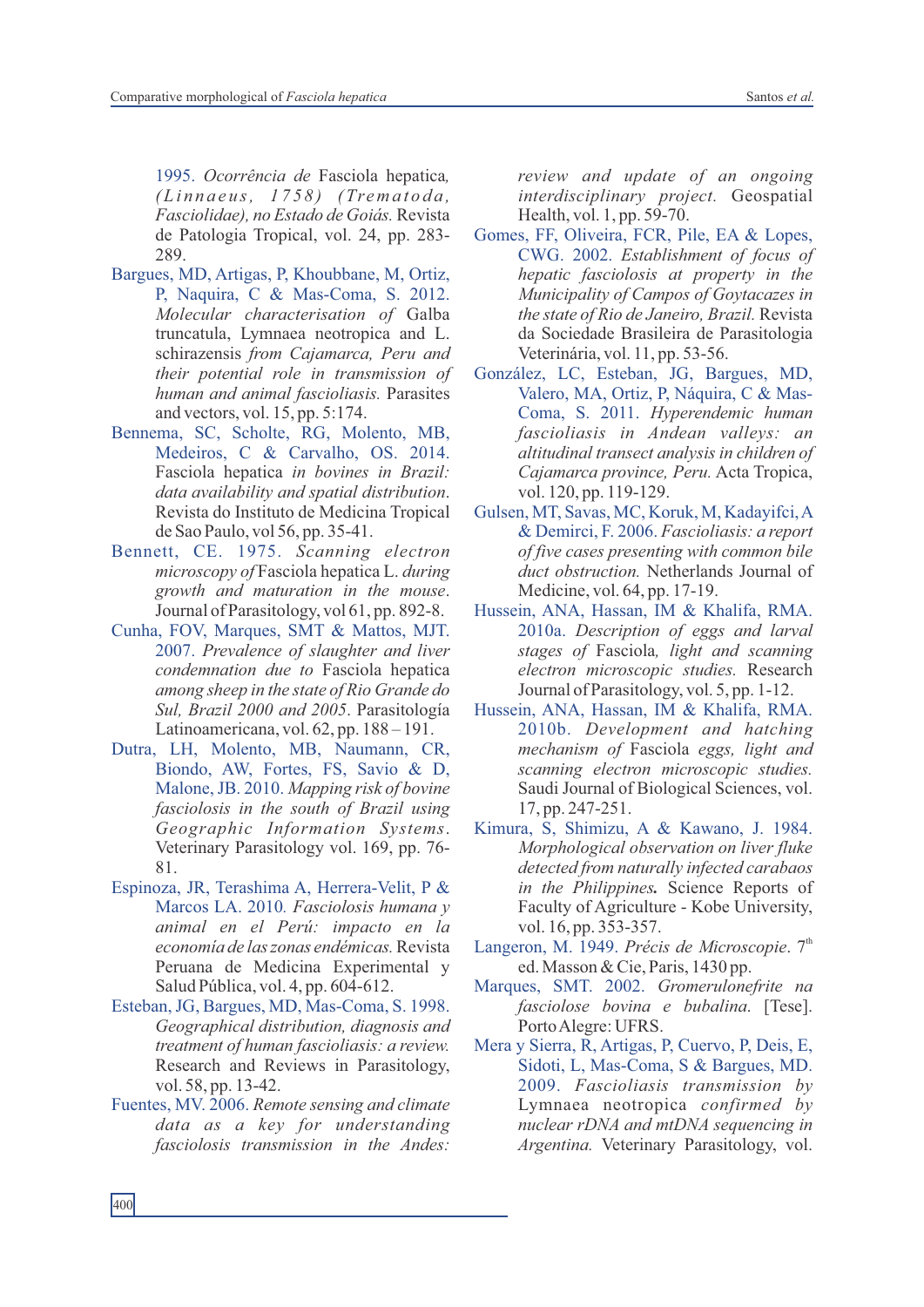1995. *Ocorrência de* Fasciola hepatica*, (Linnaeus, 1758) (Trematoda, Fasciolidae), no Estado de Goiás.* Revista de Patologia Tropical, vol. 24, pp. 283-289.

Bargues, MD, Artigas, P, Khoubbane, M, Ortiz, P, Naquira, C & Mas-Coma, S. 2012. *Molecular characterisation of* Galba truncatula, Lymnaea neotropica and L. schirazensis *from Cajamarca, Peru and their potential role in transmission of human and animal fascioliasis.* Parasites and vectors, vol. 15, pp. 5:174.

Bennema, SC, Scholte, RG, Molento, MB, Medeiros, C & Carvalho, OS. 2014. Fasciola hepatica *in bovines in Brazil: data availability and spatial distribution*. Revista do Instituto de Medicina Tropical de Sao Paulo, vol 56, pp. 35-41.

Bennett, CE. 1975. *Scanning electron microscopy of* Fasciola hepatica L. *during growth and maturation in the mouse*. Journal of Parasitology, vol 61, pp. 892-8.

Cunha, FOV, Marques, SMT & Mattos, MJT. 2007. *Prevalence of slaughter and liver condemnation due to* Fasciola hepatica *among sheep in the state of Rio Grande do Sul, Brazil 2000 and 2005.* Parasitología Latinoamericana, vol. 62, pp. 188 – 191.

Dutra, LH, Molento, MB, Naumann, CR, Biondo, AW, Fortes, FS, Savio & D, Malone, JB. 2010. *Mapping risk of bovine fasciolosis in the south of Brazil using Geographic Information Systems*. Veterinary Parasitology vol. 169, pp. 76-81.

Espinoza, JR, Terashima A, Herrera-Velit, P & Marcos LA. 2010. *Fasciolosis humana y animal en el Perú: impacto en la economía de las zonas endémicas.* Revista Peruana de Medicina Experimental y Salud Pública, vol. 4, pp. 604-612.

Esteban, JG, Bargues, MD, Mas-Coma, S. 1998. *Geographical distribution, diagnosis and treatment of human fascioliasis: a review.* Research and Reviews in Parasitology, vol. 58, pp. 13-42.

Fuentes, MV. 2006. *Remote sensing and climate data as a key for understanding fasciolosis transmission in the Andes: review and update of an ongoing interdisciplinary project.* Geospatial Health, vol. 1, pp. 59-70.

Gomes, FF, Oliveira, FCR, Pile, EA & Lopes, CWG. 2002. *Establishment of focus of hepatic fasciolosis at property in the Municipality of Campos of Goytacazes in the state of Rio de Janeiro, Brazil.* Revista da Sociedade Brasileira de Parasitologia Veterinária, vol. 11, pp. 53-56.

González, LC, Esteban, JG, Bargues, MD, Valero, MA, Ortiz, P, Náquira, C & Mas-Coma, S. 2011. *Hyperendemic human fascioliasis in Andean valleys: an altitudinal transect analysis in children of Cajamarca province, Peru.* Acta Tropica, vol. 120, pp. 119-129.

Gulsen, MT, Savas, MC, Koruk, M, Kadayifci, A & Demirci, F. 2006. *Fascioliasis: a report of five cases presenting with common bile duct obstruction.* Netherlands Journal of Medicine, vol. 64, pp. 17-19.

Hussein, ANA, Hassan, IM & Khalifa, RMA. 2010a. *Description of eggs and larval stages of* Fasciola*, light and scanning electron microscopic studies.* Research Journal of Parasitology, vol. 5, pp. 1-12.

Hussein, ANA, Hassan, IM & Khalifa, RMA. 2010b. *Development and hatching mechanism of* Fasciola *eggs, light and scanning electron microscopic studies.* Saudi Journal of Biological Sciences, vol. 17, pp. 247-251.

Kimura, S, Shimizu, A & Kawano, J. 1984. *Morphological observation on liver fluke detected from naturally infected carabaos in the Philippines.* Science Reports of Faculty of Agriculture - Kobe University, vol. 16, pp. 353-357.

Langeron, M. 1949. *Précis de Microscopie*. 7th ed. Masson & Cie, Paris, 1430 pp.

Marques, SMT. 2002. *Gromerulonefrite na fasciolose bovina e bubalina.* [Tese]. Porto Alegre: UFRS.

Mera y Sierra, R, Artigas, P, Cuervo, P, Deis, E, Sidoti, L, Mas-Coma, S & Bargues, MD. 2009. *Fascioliasis transmission by* Lymnaea neotropica *confirmed by nuclear rDNA and mtDNA sequencing in Argentina.* Veterinary Parasitology, vol.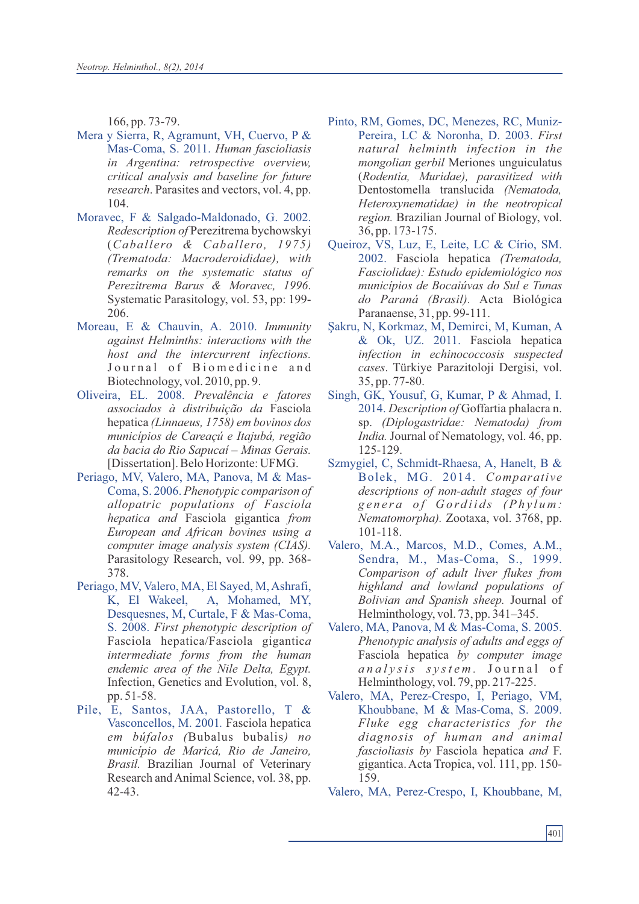166, pp. 73-79.

Mera y Sierra, R, Agramunt, VH, Cuervo, P & Mas-Coma, S. 2011. *Human fascioliasis in Argentina: retrospective overview, critical analysis and baseline for future research*. Parasites and vectors, vol. 4, pp. 104.

Moravec, F & Salgado-Maldonado, G. 2002. *Redescription of* Perezitrema bychowskyi *(Caballero & Caballero, 1975) (Trematoda: Macroderoididae), with remarks on the systematic status of Perezitrema Barus & Moravec, 1996.* Systematic Parasitology, vol. 53, pp: 199-206.

Moreau, E & Chauvin, A. 2010. *Immunity against Helminths: interactions with the host and the intercurrent infections.* Journal of Biomedicine and Biotechnology, vol. 2010, pp. 9.

Oliveira, EL. 2008. *Prevalência e fatores associados à distribuição da* Fasciola hepatica *(Linnaeus, 1758) em bovinos dos municípios de Careaçú e Itajubá, região da bacia do Rio Sapucaí – Minas Gerais.* [Dissertation]. Belo Horizonte: UFMG.

Periago, MV, Valero, MA, Panova, M & Mas-Coma, S. 2006. *Phenotypic comparison of allopatric populations of Fasciola hepatica and* Fasciola gigantica *from European and African bovines using a computer image analysis system (CIAS).* Parasitology Research, vol. 99, pp. 368-378.

Periago, MV, Valero, MA, El Sayed, M, Ashrafi, K, El Wakeel, A, Mohamed, MY, Desquesnes, M, Curtale, F & Mas-Coma, S. 2008. *First phenotypic description of* Fasciola hepatica/Fasciola gigantic*a intermediate forms from the human endemic area of the Nile Delta, Egypt.* Infection, Genetics and Evolution, vol. 8, pp. 51-58.

Pile, E, Santos, JAA, Pastorello, T & Vasconcellos, M. 2001. Fasciola hepatica *em búfalos (*Bubalus bubalis*) no município de Maricá, Rio de Janeiro, Brasil.* Brazilian Journal of Veterinary Research and Animal Science, vol. 38, pp. 42-43.

Pinto, RM, Gomes, DC, Menezes, RC, Muniz-Pereira, LC & Noronha, D. 2003. *First natural helminth infection in the mongolian gerbil* Meriones unguiculatus *(Rodentia, Muridae), parasitized with* Dentostomella translucida *(Nematoda, Heteroxynematidae) in the neotropical region.* Brazilian Journal of Biology, vol. 36, pp. 173-175.

Queiroz, VS, Luz, E, Leite, LC & Círio, SM. 2002. Fasciola hepatica *(Trematoda, Fasciolidae): Estudo epidemiológico nos municípios de Bocaiúvas do Sul e Tunas do Paraná (Brasil).* Acta Biológica Paranaense, 31, pp. 99-111.

Şakru, N, Korkmaz, M, Demirci, M, Kuman, A & Ok, UZ. 2011. Fasciola hepatica *infection in echinococcosis suspected cases*. Türkiye Parazitoloji Dergisi, vol. 35, pp. 77-80.

Singh, GK, Yousuf, G, Kumar, P & Ahmad, I. 2014. *Description of* Goffartia phalacra n. sp. *(Diplogastridae: Nematoda) from India.* Journal of Nematology, vol. 46, pp. 125-129.

Szmygiel, C, Schmidt-Rhaesa, A, Hanelt, B & Bolek, MG. 2014. *Comparative descriptions of non-adult stages of four genera of Gordiids (Phylum: Nematomorpha).* Zootaxa, vol. 3768, pp. 101-118.

Valero, M.A., Marcos, M.D., Comes, A.M., Sendra, M., Mas-Coma, S., 1999. *Comparison of adult liver flukes from highland and lowland populations of Bolivian and Spanish sheep.* Journal of Helminthology, vol. 73, pp. 341–345.

Valero, MA, Panova, M & Mas-Coma, S. 2005. *Phenotypic analysis of adults and eggs of* Fasciola hepatica *by computer image analysis system.* Journal of Helminthology, vol. 79, pp. 217-225.

Valero, MA, Perez-Crespo, I, Periago, VM, Khoubbane, M & Mas-Coma, S. 2009. *Fluke egg characteristics for the diagnosis of human and animal fascioliasis by* Fasciola hepatica *and* F. gigantica. Acta Tropica, vol. 111, pp. 150-159.

Valero, MA, Perez-Crespo, I, Khoubbane, M,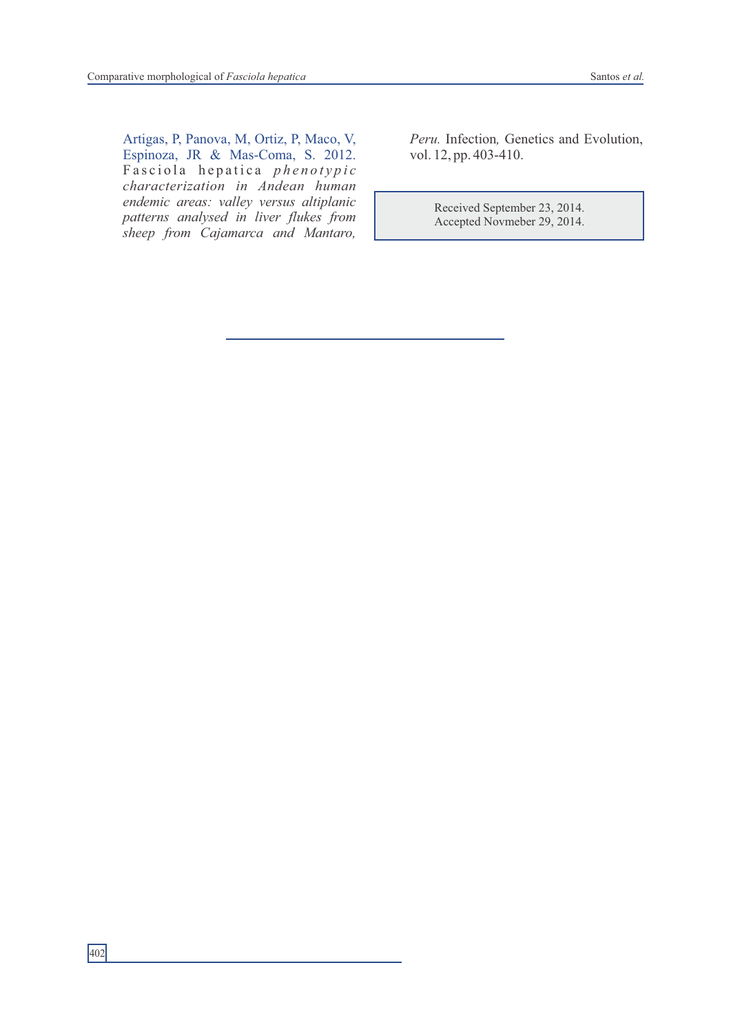Artigas, P, Panova, M, Ortiz, P, Maco, V, Espinoza, JR & Mas-Coma, S. 2012. Fasciola hepatica *phenotypic characterization in Andean human endemic areas: valley versus altiplanic patterns analysed in liver flukes from sheep from Cajamarca and Mantaro, Peru.* Infection*,* Genetics and Evolution, vol. 12, pp. 403-410.

Received September 23, 2014.
Accepted Novmeber 29, 2014.